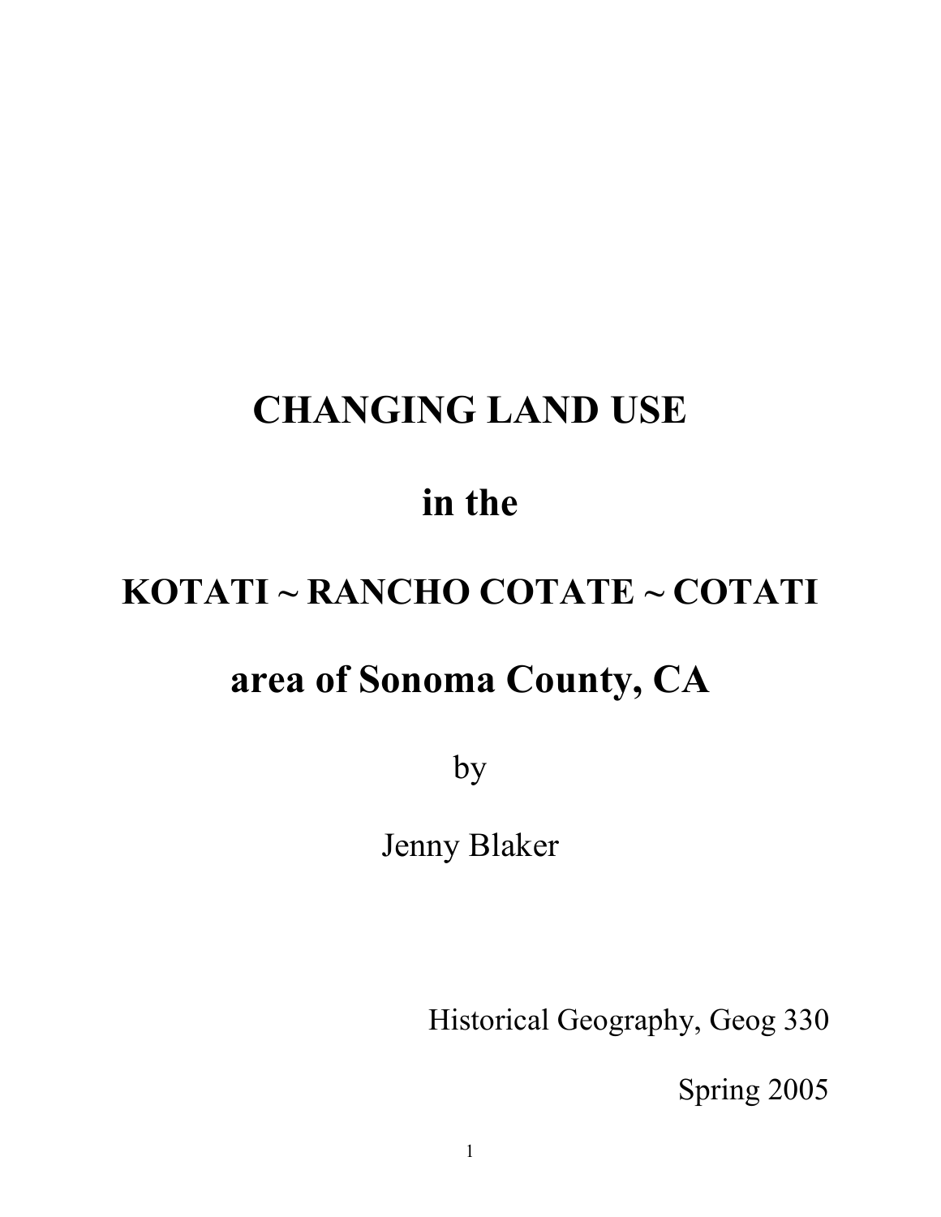# CHANGING LAND USE

# in the

# KOTATI ~ RANCHO COTATE ~ COTATI

# area of Sonoma County, CA

by

Jenny Blaker

Historical Geography, Geog 330

Spring 2005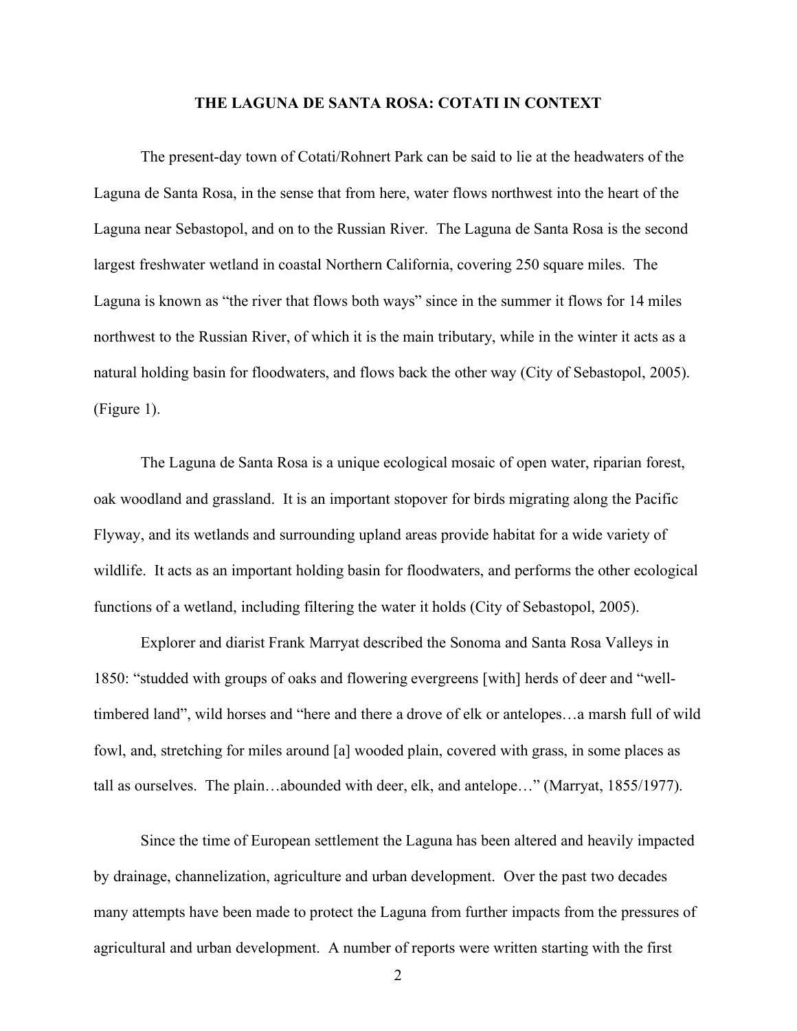## THE LAGUNA DE SANTA ROSA: COTATI IN CONTEXT

The present-day town of Cotati/Rohnert Park can be said to lie at the headwaters of the Laguna de Santa Rosa, in the sense that from here, water flows northwest into the heart of the Laguna near Sebastopol, and on to the Russian River. The Laguna de Santa Rosa is the second largest freshwater wetland in coastal Northern California, covering 250 square miles. The Laguna is known as "the river that flows both ways" since in the summer it flows for 14 miles northwest to the Russian River, of which it is the main tributary, while in the winter it acts as a natural holding basin for floodwaters, and flows back the other way (City of Sebastopol, 2005). (Figure 1).

The Laguna de Santa Rosa is a unique ecological mosaic of open water, riparian forest, oak woodland and grassland. It is an important stopover for birds migrating along the Pacific Flyway, and its wetlands and surrounding upland areas provide habitat for a wide variety of wildlife. It acts as an important holding basin for floodwaters, and performs the other ecological functions of a wetland, including filtering the water it holds (City of Sebastopol, 2005).

Explorer and diarist Frank Marryat described the Sonoma and Santa Rosa Valleys in 1850: "studded with groups of oaks and flowering evergreens [with] herds of deer and "well-timbered land", wild horses and "here and there a drove of elk or antelopes…a marsh full of wild fowl, and, stretching for miles around [a] wooded plain, covered with grass, in some places as tall as ourselves. The plain…abounded with deer, elk, and antelope…" (Marryat, 1855/1977).

Since the time of European settlement the Laguna has been altered and heavily impacted by drainage, channelization, agriculture and urban development. Over the past two decades many attempts have been made to protect the Laguna from further impacts from the pressures of agricultural and urban development. A number of reports were written starting with the first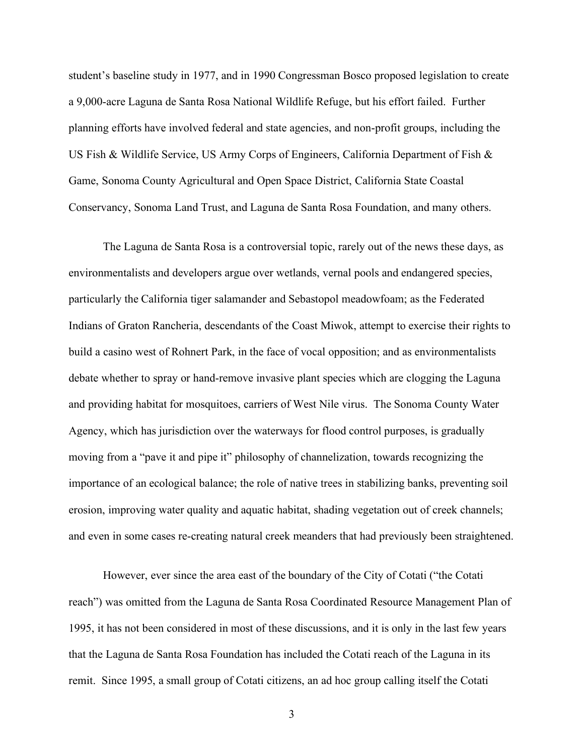student's baseline study in 1977, and in 1990 Congressman Bosco proposed legislation to create a 9,000-acre Laguna de Santa Rosa National Wildlife Refuge, but his effort failed. Further planning efforts have involved federal and state agencies, and non-profit groups, including the US Fish & Wildlife Service, US Army Corps of Engineers, California Department of Fish & Game, Sonoma County Agricultural and Open Space District, California State Coastal Conservancy, Sonoma Land Trust, and Laguna de Santa Rosa Foundation, and many others.

The Laguna de Santa Rosa is a controversial topic, rarely out of the news these days, as environmentalists and developers argue over wetlands, vernal pools and endangered species, particularly the California tiger salamander and Sebastopol meadowfoam; as the Federated Indians of Graton Rancheria, descendants of the Coast Miwok, attempt to exercise their rights to build a casino west of Rohnert Park, in the face of vocal opposition; and as environmentalists debate whether to spray or hand-remove invasive plant species which are clogging the Laguna and providing habitat for mosquitoes, carriers of West Nile virus. The Sonoma County Water Agency, which has jurisdiction over the waterways for flood control purposes, is gradually moving from a "pave it and pipe it" philosophy of channelization, towards recognizing the importance of an ecological balance; the role of native trees in stabilizing banks, preventing soil erosion, improving water quality and aquatic habitat, shading vegetation out of creek channels; and even in some cases re-creating natural creek meanders that had previously been straightened.

However, ever since the area east of the boundary of the City of Cotati ("the Cotati reach") was omitted from the Laguna de Santa Rosa Coordinated Resource Management Plan of 1995, it has not been considered in most of these discussions, and it is only in the last few years that the Laguna de Santa Rosa Foundation has included the Cotati reach of the Laguna in its remit. Since 1995, a small group of Cotati citizens, an ad hoc group calling itself the Cotati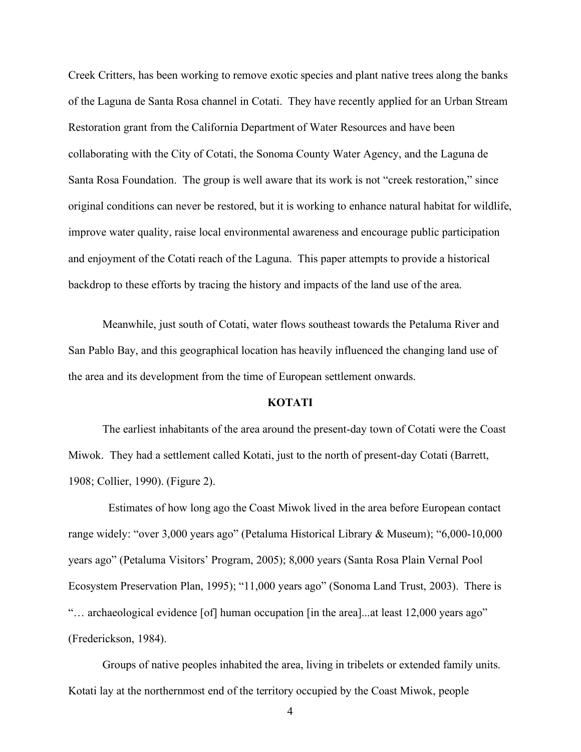Creek Critters, has been working to remove exotic species and plant native trees along the banks of the Laguna de Santa Rosa channel in Cotati. They have recently applied for an Urban Stream Restoration grant from the California Department of Water Resources and have been collaborating with the City of Cotati, the Sonoma County Water Agency, and the Laguna de Santa Rosa Foundation. The group is well aware that its work is not "creek restoration," since original conditions can never be restored, but it is working to enhance natural habitat for wildlife, improve water quality, raise local environmental awareness and encourage public participation and enjoyment of the Cotati reach of the Laguna. This paper attempts to provide a historical backdrop to these efforts by tracing the history and impacts of the land use of the area.

Meanwhile, just south of Cotati, water flows southeast towards the Petaluma River and San Pablo Bay, and this geographical location has heavily influenced the changing land use of the area and its development from the time of European settlement onwards.

## KOTATI

The earliest inhabitants of the area around the present-day town of Cotati were the Coast Miwok. They had a settlement called Kotati, just to the north of present-day Cotati (Barrett, 1908; Collier, 1990). (Figure 2).

Estimates of how long ago the Coast Miwok lived in the area before European contact range widely: "over 3,000 years ago" (Petaluma Historical Library & Museum); "6,000-10,000 years ago" (Petaluma Visitors' Program, 2005); 8,000 years (Santa Rosa Plain Vernal Pool Ecosystem Preservation Plan, 1995); "11,000 years ago" (Sonoma Land Trust, 2003). There is "… archaeological evidence [of] human occupation [in the area]...at least 12,000 years ago" (Frederickson, 1984).

Groups of native peoples inhabited the area, living in tribelets or extended family units. Kotati lay at the northernmost end of the territory occupied by the Coast Miwok, people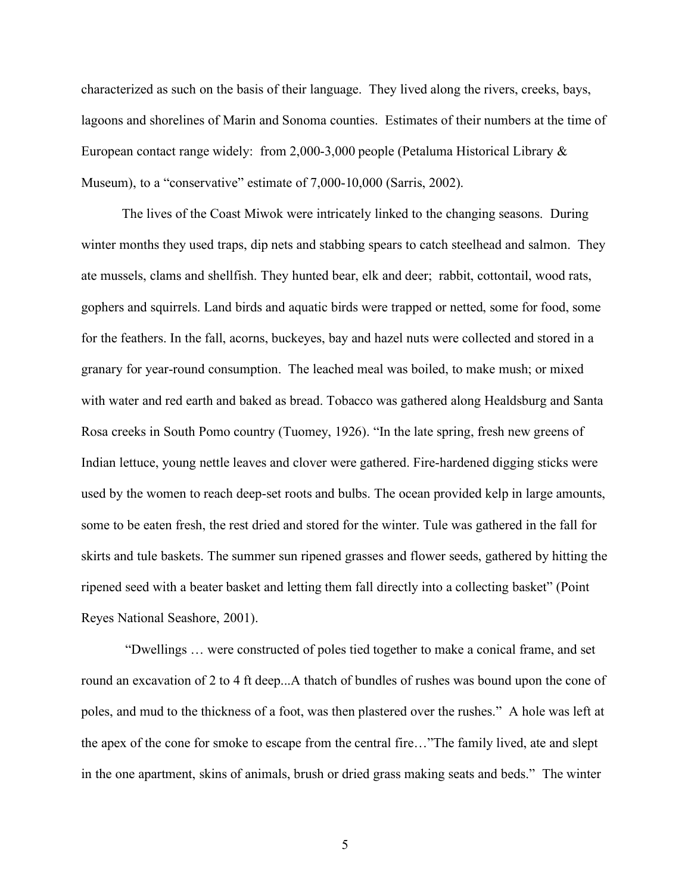characterized as such on the basis of their language. They lived along the rivers, creeks, bays, lagoons and shorelines of Marin and Sonoma counties. Estimates of their numbers at the time of European contact range widely: from 2,000-3,000 people (Petaluma Historical Library & Museum), to a "conservative" estimate of 7,000-10,000 (Sarris, 2002).

The lives of the Coast Miwok were intricately linked to the changing seasons. During winter months they used traps, dip nets and stabbing spears to catch steelhead and salmon. They ate mussels, clams and shellfish. They hunted bear, elk and deer; rabbit, cottontail, wood rats, gophers and squirrels. Land birds and aquatic birds were trapped or netted, some for food, some for the feathers. In the fall, acorns, buckeyes, bay and hazel nuts were collected and stored in a granary for year-round consumption. The leached meal was boiled, to make mush; or mixed with water and red earth and baked as bread. Tobacco was gathered along Healdsburg and Santa Rosa creeks in South Pomo country (Tuomey, 1926). "In the late spring, fresh new greens of Indian lettuce, young nettle leaves and clover were gathered. Fire-hardened digging sticks were used by the women to reach deep-set roots and bulbs. The ocean provided kelp in large amounts, some to be eaten fresh, the rest dried and stored for the winter. Tule was gathered in the fall for skirts and tule baskets. The summer sun ripened grasses and flower seeds, gathered by hitting the ripened seed with a beater basket and letting them fall directly into a collecting basket" (Point Reyes National Seashore, 2001).

"Dwellings … were constructed of poles tied together to make a conical frame, and set round an excavation of 2 to 4 ft deep...A thatch of bundles of rushes was bound upon the cone of poles, and mud to the thickness of a foot, was then plastered over the rushes." A hole was left at the apex of the cone for smoke to escape from the central fire…"The family lived, ate and slept in the one apartment, skins of animals, brush or dried grass making seats and beds." The winter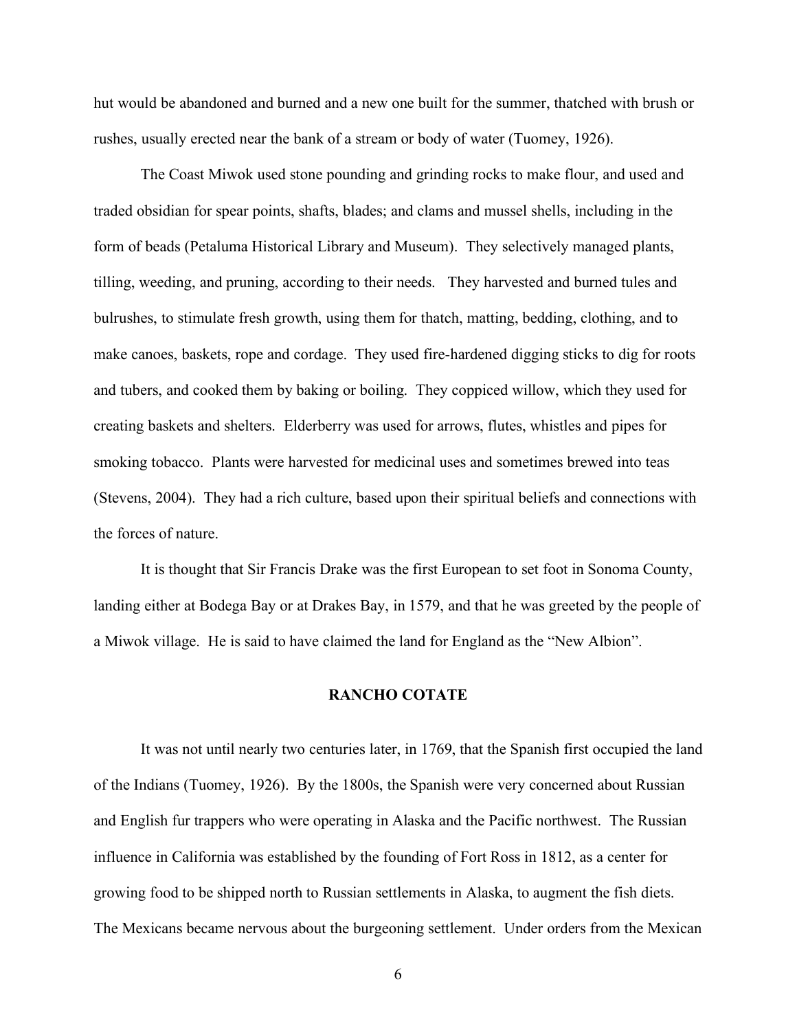hut would be abandoned and burned and a new one built for the summer, thatched with brush or rushes, usually erected near the bank of a stream or body of water (Tuomey, 1926).

The Coast Miwok used stone pounding and grinding rocks to make flour, and used and traded obsidian for spear points, shafts, blades; and clams and mussel shells, including in the form of beads (Petaluma Historical Library and Museum). They selectively managed plants, tilling, weeding, and pruning, according to their needs. They harvested and burned tules and bulrushes, to stimulate fresh growth, using them for thatch, matting, bedding, clothing, and to make canoes, baskets, rope and cordage. They used fire-hardened digging sticks to dig for roots and tubers, and cooked them by baking or boiling. They coppiced willow, which they used for creating baskets and shelters. Elderberry was used for arrows, flutes, whistles and pipes for smoking tobacco. Plants were harvested for medicinal uses and sometimes brewed into teas (Stevens, 2004). They had a rich culture, based upon their spiritual beliefs and connections with the forces of nature.

It is thought that Sir Francis Drake was the first European to set foot in Sonoma County, landing either at Bodega Bay or at Drakes Bay, in 1579, and that he was greeted by the people of a Miwok village. He is said to have claimed the land for England as the "New Albion".

## RANCHO COTATE

It was not until nearly two centuries later, in 1769, that the Spanish first occupied the land of the Indians (Tuomey, 1926). By the 1800s, the Spanish were very concerned about Russian and English fur trappers who were operating in Alaska and the Pacific northwest. The Russian influence in California was established by the founding of Fort Ross in 1812, as a center for growing food to be shipped north to Russian settlements in Alaska, to augment the fish diets. The Mexicans became nervous about the burgeoning settlement. Under orders from the Mexican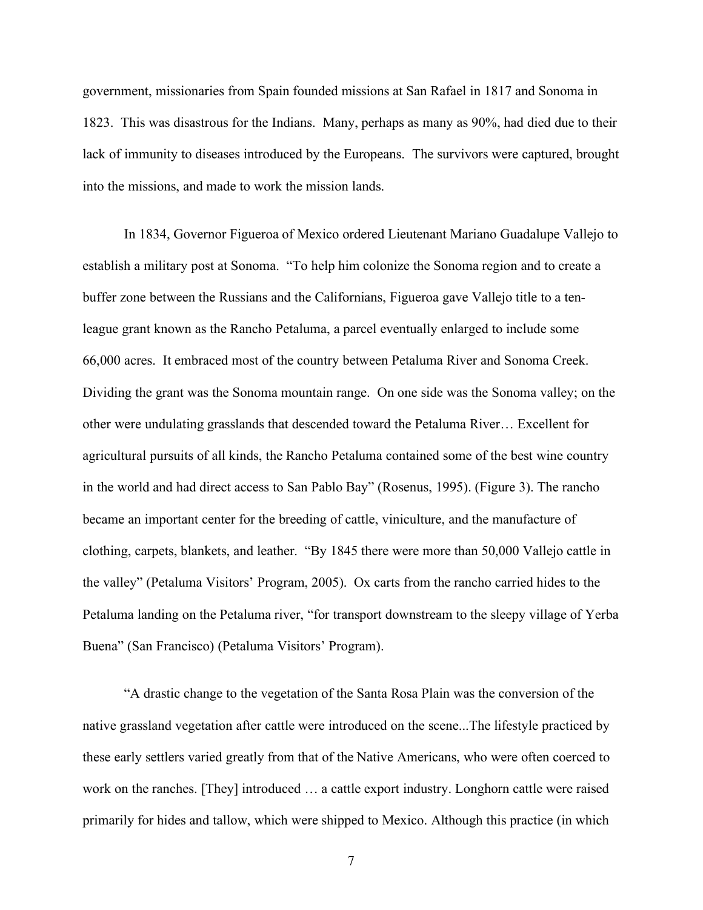government, missionaries from Spain founded missions at San Rafael in 1817 and Sonoma in 1823. This was disastrous for the Indians. Many, perhaps as many as 90%, had died due to their lack of immunity to diseases introduced by the Europeans. The survivors were captured, brought into the missions, and made to work the mission lands.

In 1834, Governor Figueroa of Mexico ordered Lieutenant Mariano Guadalupe Vallejo to establish a military post at Sonoma. "To help him colonize the Sonoma region and to create a buffer zone between the Russians and the Californians, Figueroa gave Vallejo title to a ten-league grant known as the Rancho Petaluma, a parcel eventually enlarged to include some 66,000 acres. It embraced most of the country between Petaluma River and Sonoma Creek. Dividing the grant was the Sonoma mountain range. On one side was the Sonoma valley; on the other were undulating grasslands that descended toward the Petaluma River… Excellent for agricultural pursuits of all kinds, the Rancho Petaluma contained some of the best wine country in the world and had direct access to San Pablo Bay" (Rosenus, 1995). (Figure 3). The rancho became an important center for the breeding of cattle, viniculture, and the manufacture of clothing, carpets, blankets, and leather. "By 1845 there were more than 50,000 Vallejo cattle in the valley" (Petaluma Visitors' Program, 2005). Ox carts from the rancho carried hides to the Petaluma landing on the Petaluma river, "for transport downstream to the sleepy village of Yerba Buena" (San Francisco) (Petaluma Visitors' Program).

"A drastic change to the vegetation of the Santa Rosa Plain was the conversion of the native grassland vegetation after cattle were introduced on the scene...The lifestyle practiced by these early settlers varied greatly from that of the Native Americans, who were often coerced to work on the ranches. [They] introduced … a cattle export industry. Longhorn cattle were raised primarily for hides and tallow, which were shipped to Mexico. Although this practice (in which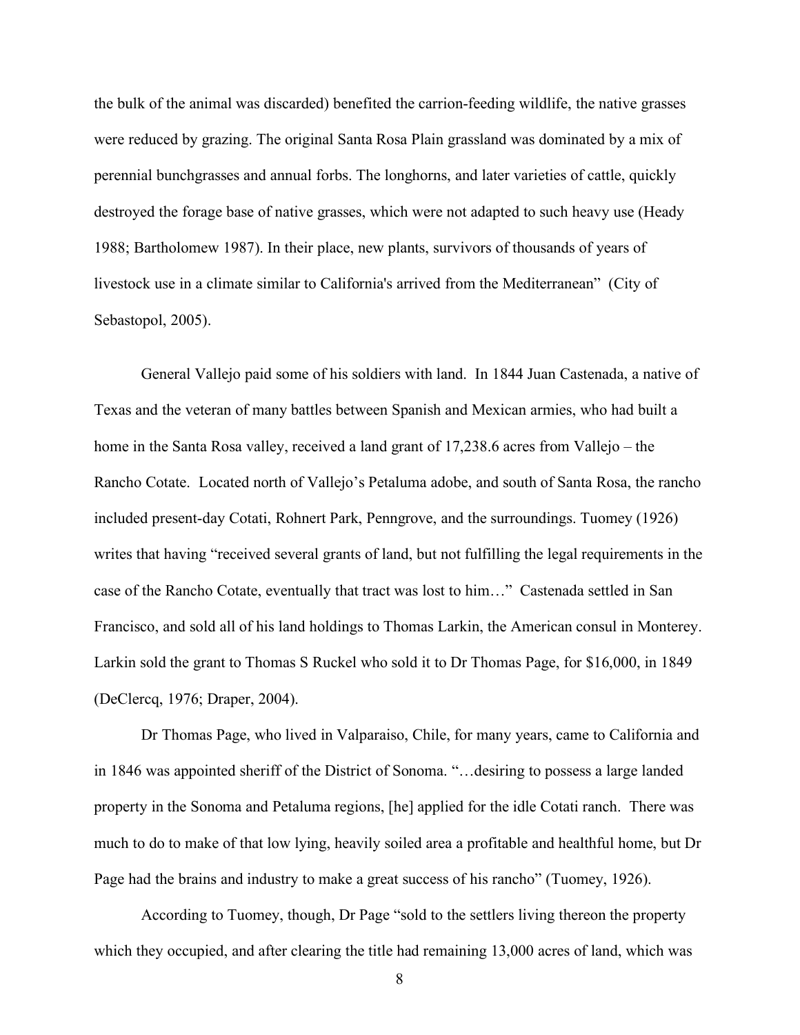the bulk of the animal was discarded) benefited the carrion-feeding wildlife, the native grasses were reduced by grazing. The original Santa Rosa Plain grassland was dominated by a mix of perennial bunchgrasses and annual forbs. The longhorns, and later varieties of cattle, quickly destroyed the forage base of native grasses, which were not adapted to such heavy use (Heady 1988; Bartholomew 1987). In their place, new plants, survivors of thousands of years of livestock use in a climate similar to California's arrived from the Mediterranean" (City of Sebastopol, 2005).

General Vallejo paid some of his soldiers with land. In 1844 Juan Castenada, a native of Texas and the veteran of many battles between Spanish and Mexican armies, who had built a home in the Santa Rosa valley, received a land grant of 17,238.6 acres from Vallejo – the Rancho Cotate. Located north of Vallejo's Petaluma adobe, and south of Santa Rosa, the rancho included present-day Cotati, Rohnert Park, Penngrove, and the surroundings. Tuomey (1926) writes that having "received several grants of land, but not fulfilling the legal requirements in the case of the Rancho Cotate, eventually that tract was lost to him…" Castenada settled in San Francisco, and sold all of his land holdings to Thomas Larkin, the American consul in Monterey. Larkin sold the grant to Thomas S Ruckel who sold it to Dr Thomas Page, for $16,000, in 1849 (DeClercq, 1976; Draper, 2004).

Dr Thomas Page, who lived in Valparaiso, Chile, for many years, came to California and in 1846 was appointed sheriff of the District of Sonoma. "…desiring to possess a large landed property in the Sonoma and Petaluma regions, [he] applied for the idle Cotati ranch. There was much to do to make of that low lying, heavily soiled area a profitable and healthful home, but Dr Page had the brains and industry to make a great success of his rancho" (Tuomey, 1926).

According to Tuomey, though, Dr Page "sold to the settlers living thereon the property which they occupied, and after clearing the title had remaining 13,000 acres of land, which was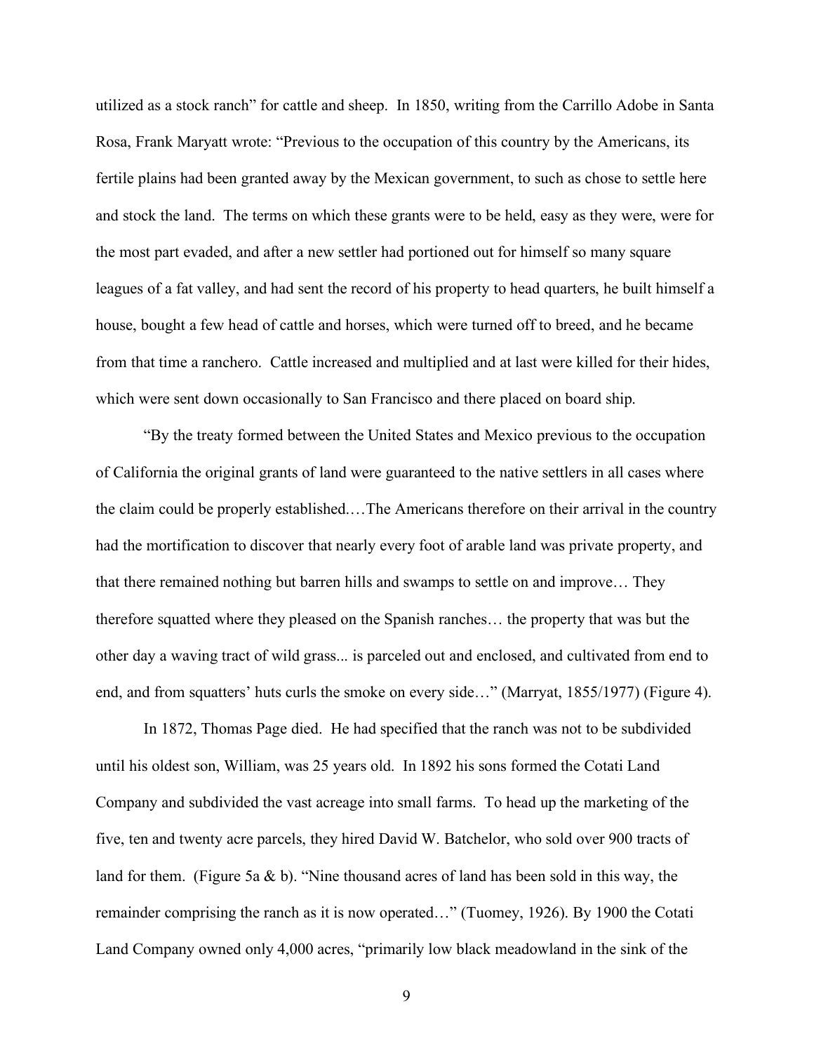utilized as a stock ranch" for cattle and sheep. In 1850, writing from the Carrillo Adobe in Santa Rosa, Frank Maryatt wrote: "Previous to the occupation of this country by the Americans, its fertile plains had been granted away by the Mexican government, to such as chose to settle here and stock the land. The terms on which these grants were to be held, easy as they were, were for the most part evaded, and after a new settler had portioned out for himself so many square leagues of a fat valley, and had sent the record of his property to head quarters, he built himself a house, bought a few head of cattle and horses, which were turned off to breed, and he became from that time a ranchero. Cattle increased and multiplied and at last were killed for their hides, which were sent down occasionally to San Francisco and there placed on board ship.

"By the treaty formed between the United States and Mexico previous to the occupation of California the original grants of land were guaranteed to the native settlers in all cases where the claim could be properly established.…The Americans therefore on their arrival in the country had the mortification to discover that nearly every foot of arable land was private property, and that there remained nothing but barren hills and swamps to settle on and improve… They therefore squatted where they pleased on the Spanish ranches… the property that was but the other day a waving tract of wild grass... is parceled out and enclosed, and cultivated from end to end, and from squatters' huts curls the smoke on every side…" (Marryat, 1855/1977) (Figure 4).

In 1872, Thomas Page died. He had specified that the ranch was not to be subdivided until his oldest son, William, was 25 years old. In 1892 his sons formed the Cotati Land Company and subdivided the vast acreage into small farms. To head up the marketing of the five, ten and twenty acre parcels, they hired David W. Batchelor, who sold over 900 tracts of land for them. (Figure 5a & b). "Nine thousand acres of land has been sold in this way, the remainder comprising the ranch as it is now operated…" (Tuomey, 1926). By 1900 the Cotati Land Company owned only 4,000 acres, "primarily low black meadowland in the sink of the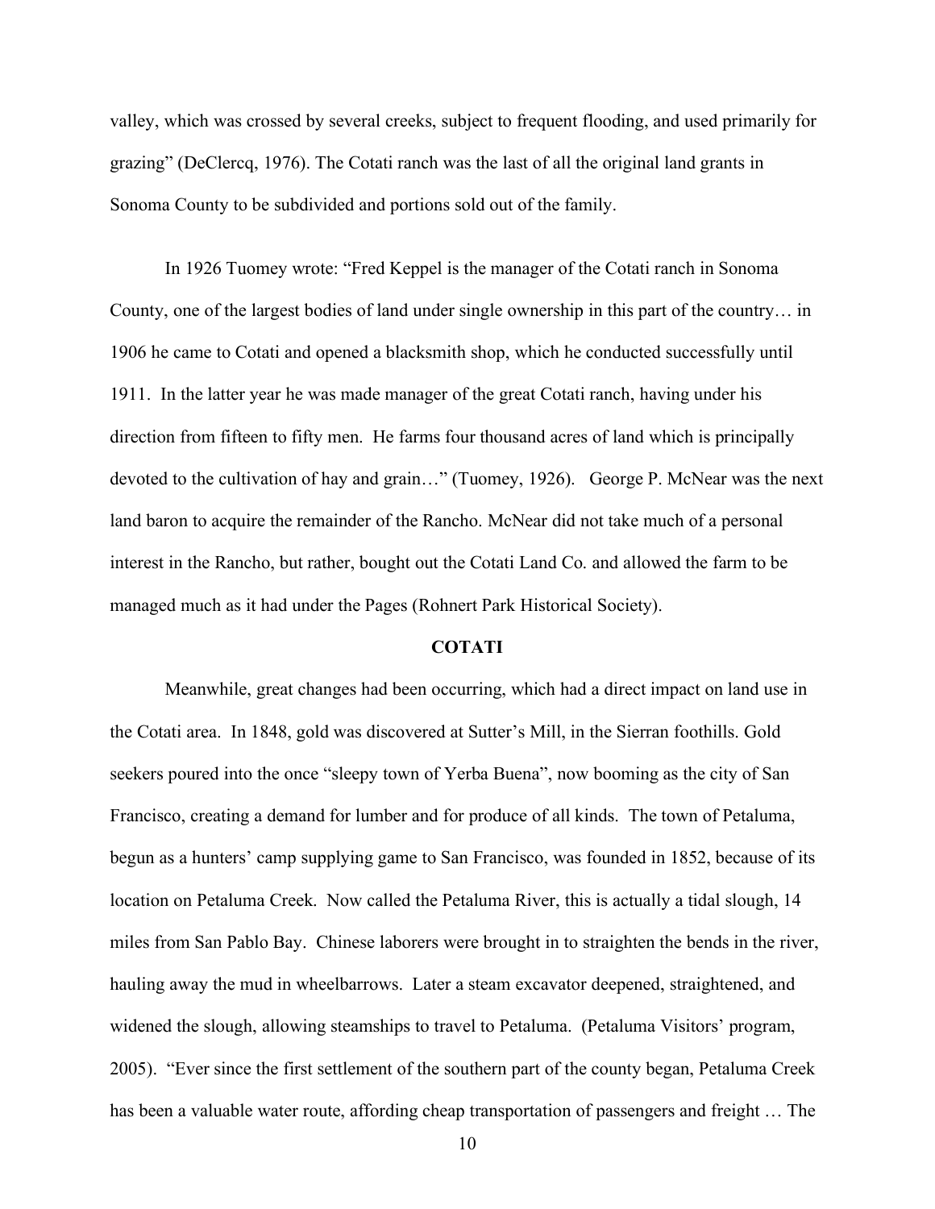valley, which was crossed by several creeks, subject to frequent flooding, and used primarily for grazing" (DeClercq, 1976). The Cotati ranch was the last of all the original land grants in Sonoma County to be subdivided and portions sold out of the family.

In 1926 Tuomey wrote: "Fred Keppel is the manager of the Cotati ranch in Sonoma County, one of the largest bodies of land under single ownership in this part of the country… in 1906 he came to Cotati and opened a blacksmith shop, which he conducted successfully until 1911. In the latter year he was made manager of the great Cotati ranch, having under his direction from fifteen to fifty men. He farms four thousand acres of land which is principally devoted to the cultivation of hay and grain…" (Tuomey, 1926). George P. McNear was the next land baron to acquire the remainder of the Rancho. McNear did not take much of a personal interest in the Rancho, but rather, bought out the Cotati Land Co. and allowed the farm to be managed much as it had under the Pages (Rohnert Park Historical Society).

## COTATI

Meanwhile, great changes had been occurring, which had a direct impact on land use in the Cotati area. In 1848, gold was discovered at Sutter's Mill, in the Sierran foothills. Gold seekers poured into the once "sleepy town of Yerba Buena", now booming as the city of San Francisco, creating a demand for lumber and for produce of all kinds. The town of Petaluma, begun as a hunters' camp supplying game to San Francisco, was founded in 1852, because of its location on Petaluma Creek. Now called the Petaluma River, this is actually a tidal slough, 14 miles from San Pablo Bay. Chinese laborers were brought in to straighten the bends in the river, hauling away the mud in wheelbarrows. Later a steam excavator deepened, straightened, and widened the slough, allowing steamships to travel to Petaluma. (Petaluma Visitors' program, 2005). "Ever since the first settlement of the southern part of the county began, Petaluma Creek has been a valuable water route, affording cheap transportation of passengers and freight … The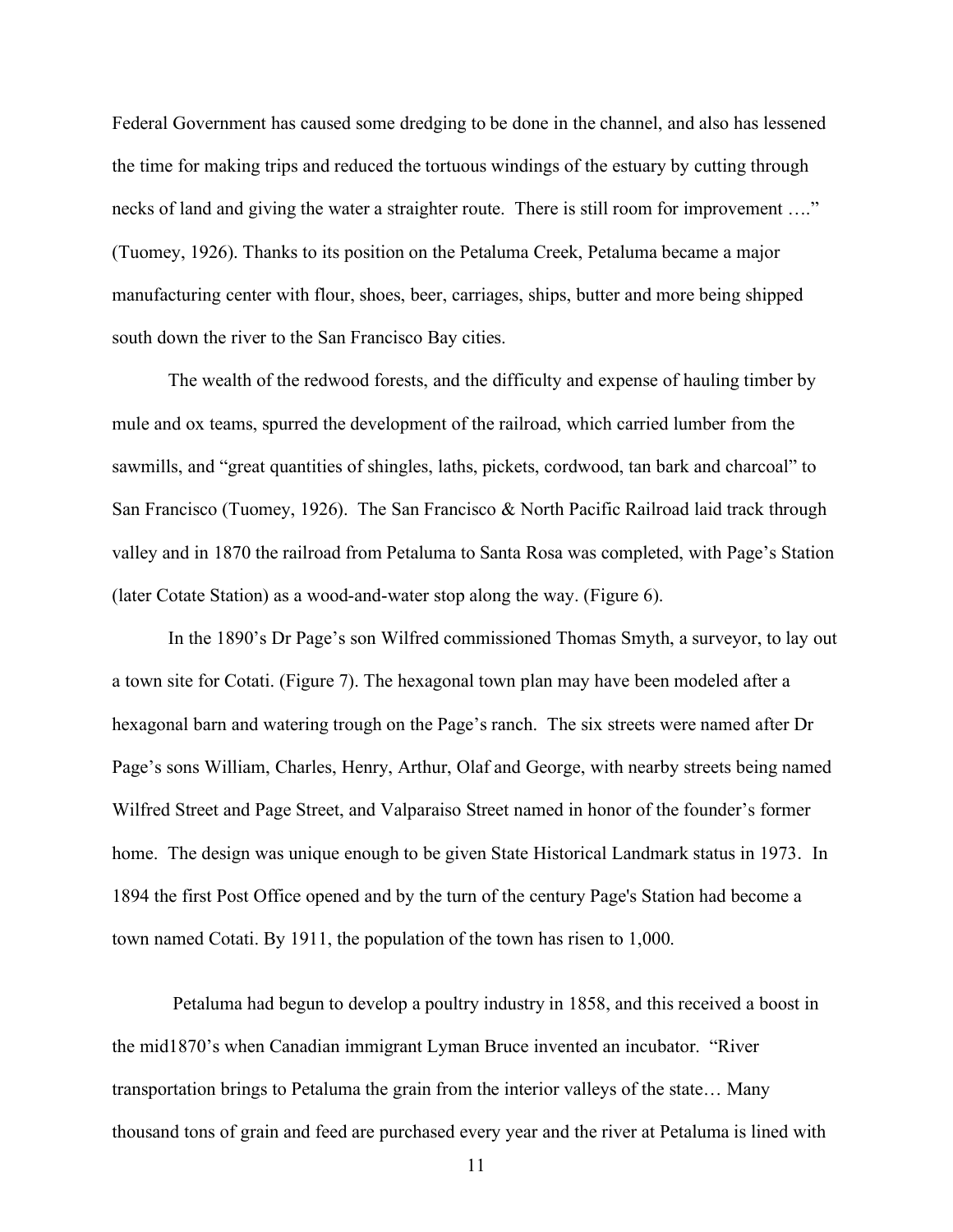Federal Government has caused some dredging to be done in the channel, and also has lessened the time for making trips and reduced the tortuous windings of the estuary by cutting through necks of land and giving the water a straighter route. There is still room for improvement …." (Tuomey, 1926). Thanks to its position on the Petaluma Creek, Petaluma became a major manufacturing center with flour, shoes, beer, carriages, ships, butter and more being shipped south down the river to the San Francisco Bay cities.

The wealth of the redwood forests, and the difficulty and expense of hauling timber by mule and ox teams, spurred the development of the railroad, which carried lumber from the sawmills, and "great quantities of shingles, laths, pickets, cordwood, tan bark and charcoal" to San Francisco (Tuomey, 1926). The San Francisco & North Pacific Railroad laid track through valley and in 1870 the railroad from Petaluma to Santa Rosa was completed, with Page's Station (later Cotate Station) as a wood-and-water stop along the way. (Figure 6).

In the 1890's Dr Page's son Wilfred commissioned Thomas Smyth, a surveyor, to lay out a town site for Cotati. (Figure 7). The hexagonal town plan may have been modeled after a hexagonal barn and watering trough on the Page's ranch. The six streets were named after Dr Page's sons William, Charles, Henry, Arthur, Olaf and George, with nearby streets being named Wilfred Street and Page Street, and Valparaiso Street named in honor of the founder's former home. The design was unique enough to be given State Historical Landmark status in 1973. In 1894 the first Post Office opened and by the turn of the century Page's Station had become a town named Cotati. By 1911, the population of the town has risen to 1,000.

Petaluma had begun to develop a poultry industry in 1858, and this received a boost in the mid1870's when Canadian immigrant Lyman Bruce invented an incubator. "River transportation brings to Petaluma the grain from the interior valleys of the state… Many thousand tons of grain and feed are purchased every year and the river at Petaluma is lined with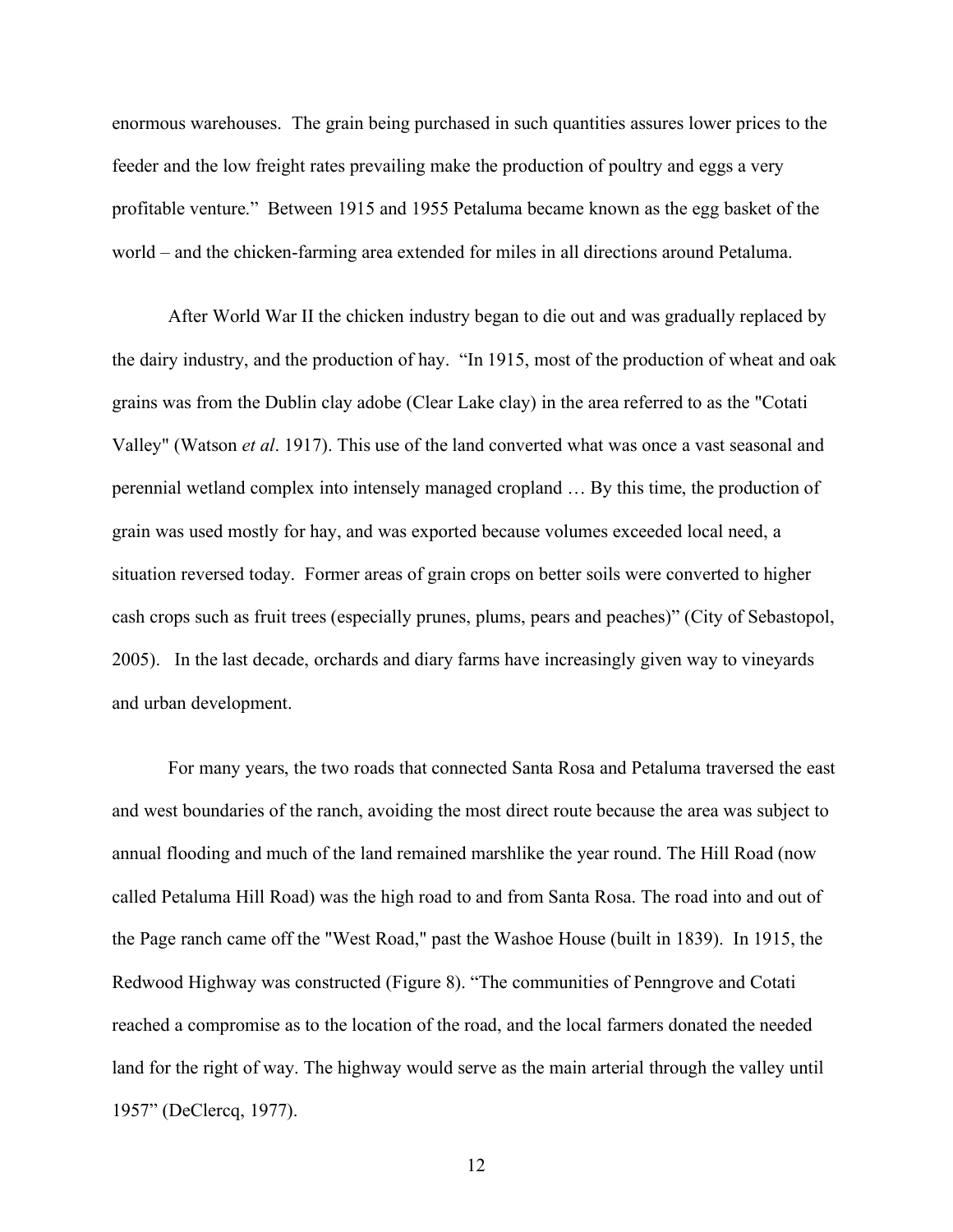enormous warehouses. The grain being purchased in such quantities assures lower prices to the feeder and the low freight rates prevailing make the production of poultry and eggs a very profitable venture." Between 1915 and 1955 Petaluma became known as the egg basket of the world – and the chicken-farming area extended for miles in all directions around Petaluma.

After World War II the chicken industry began to die out and was gradually replaced by the dairy industry, and the production of hay. "In 1915, most of the production of wheat and oak grains was from the Dublin clay adobe (Clear Lake clay) in the area referred to as the "Cotati Valley" (Watson *et al*. 1917). This use of the land converted what was once a vast seasonal and perennial wetland complex into intensely managed cropland … By this time, the production of grain was used mostly for hay, and was exported because volumes exceeded local need, a situation reversed today. Former areas of grain crops on better soils were converted to higher cash crops such as fruit trees (especially prunes, plums, pears and peaches)" (City of Sebastopol, 2005). In the last decade, orchards and diary farms have increasingly given way to vineyards and urban development.

For many years, the two roads that connected Santa Rosa and Petaluma traversed the east and west boundaries of the ranch, avoiding the most direct route because the area was subject to annual flooding and much of the land remained marshlike the year round. The Hill Road (now called Petaluma Hill Road) was the high road to and from Santa Rosa. The road into and out of the Page ranch came off the "West Road," past the Washoe House (built in 1839). In 1915, the Redwood Highway was constructed (Figure 8). "The communities of Penngrove and Cotati reached a compromise as to the location of the road, and the local farmers donated the needed land for the right of way. The highway would serve as the main arterial through the valley until 1957" (DeClercq, 1977).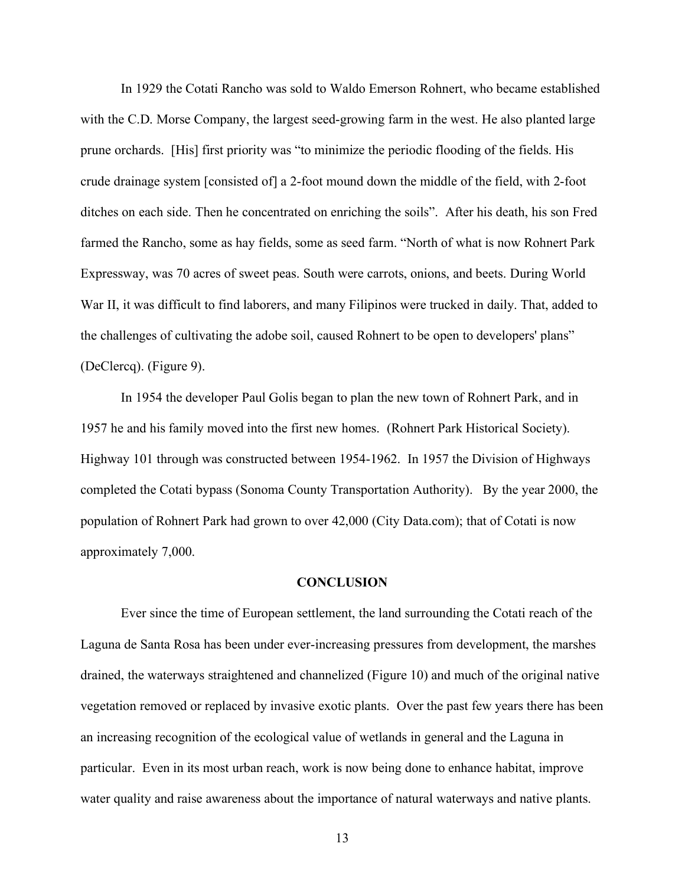In 1929 the Cotati Rancho was sold to Waldo Emerson Rohnert, who became established with the C.D. Morse Company, the largest seed-growing farm in the west. He also planted large prune orchards. [His] first priority was "to minimize the periodic flooding of the fields. His crude drainage system [consisted of] a 2-foot mound down the middle of the field, with 2-foot ditches on each side. Then he concentrated on enriching the soils". After his death, his son Fred farmed the Rancho, some as hay fields, some as seed farm. "North of what is now Rohnert Park Expressway, was 70 acres of sweet peas. South were carrots, onions, and beets. During World War II, it was difficult to find laborers, and many Filipinos were trucked in daily. That, added to the challenges of cultivating the adobe soil, caused Rohnert to be open to developers' plans" (DeClercq). (Figure 9).

In 1954 the developer Paul Golis began to plan the new town of Rohnert Park, and in 1957 he and his family moved into the first new homes. (Rohnert Park Historical Society). Highway 101 through was constructed between 1954-1962. In 1957 the Division of Highways completed the Cotati bypass (Sonoma County Transportation Authority). By the year 2000, the population of Rohnert Park had grown to over 42,000 (City Data.com); that of Cotati is now approximately 7,000.

## CONCLUSION

Ever since the time of European settlement, the land surrounding the Cotati reach of the Laguna de Santa Rosa has been under ever-increasing pressures from development, the marshes drained, the waterways straightened and channelized (Figure 10) and much of the original native vegetation removed or replaced by invasive exotic plants. Over the past few years there has been an increasing recognition of the ecological value of wetlands in general and the Laguna in particular. Even in its most urban reach, work is now being done to enhance habitat, improve water quality and raise awareness about the importance of natural waterways and native plants.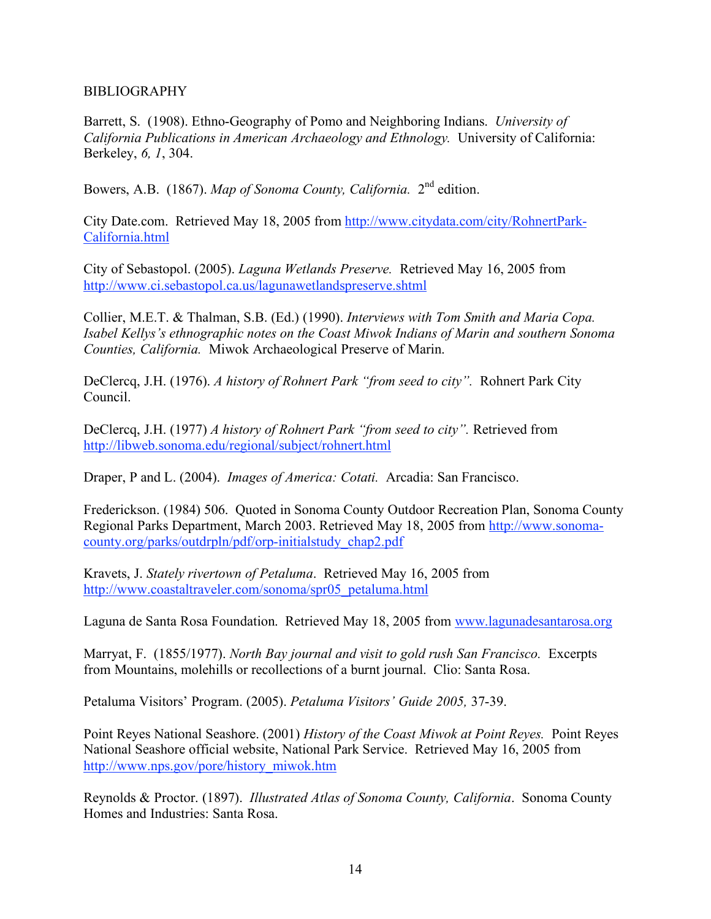BIBLIOGRAPHY

Barrett, S. (1908). Ethno-Geography of Pomo and Neighboring Indians. *University of California Publications in American Archaeology and Ethnology.* University of California: Berkeley, *6, 1*, 304.

Bowers, A.B. (1867). *Map of Sonoma County, California.* 2nd edition.

City Date.com. Retrieved May 18, 2005 from http://www.citydata.com/city/RohnertPark-California.html

City of Sebastopol. (2005). *Laguna Wetlands Preserve.* Retrieved May 16, 2005 from http://www.ci.sebastopol.ca.us/lagunawetlandspreserve.shtml

Collier, M.E.T. & Thalman, S.B. (Ed.) (1990). *Interviews with Tom Smith and Maria Copa. Isabel Kellys's ethnographic notes on the Coast Miwok Indians of Marin and southern Sonoma Counties, California.* Miwok Archaeological Preserve of Marin.

DeClercq, J.H. (1976). *A history of Rohnert Park "from seed to city".* Rohnert Park City Council.

DeClercq, J.H. (1977) *A history of Rohnert Park "from seed to city".* Retrieved from http://libweb.sonoma.edu/regional/subject/rohnert.html

Draper, P and L. (2004). *Images of America: Cotati.* Arcadia: San Francisco.

Frederickson. (1984) 506. Quoted in Sonoma County Outdoor Recreation Plan, Sonoma County Regional Parks Department, March 2003. Retrieved May 18, 2005 from http://www.sonoma-county.org/parks/outdrpln/pdf/orp-initialstudy_chap2.pdf

Kravets, J. *Stately rivertown of Petaluma*. Retrieved May 16, 2005 from http://www.coastaltraveler.com/sonoma/spr05_petaluma.html

Laguna de Santa Rosa Foundation. Retrieved May 18, 2005 from www.lagunadesantarosa.org

Marryat, F. (1855/1977). *North Bay journal and visit to gold rush San Francisco.* Excerpts from Mountains, molehills or recollections of a burnt journal. Clio: Santa Rosa.

Petaluma Visitors' Program. (2005). *Petaluma Visitors' Guide 2005,* 37-39.

Point Reyes National Seashore. (2001) *History of the Coast Miwok at Point Reyes.* Point Reyes National Seashore official website, National Park Service. Retrieved May 16, 2005 from http://www.nps.gov/pore/history_miwok.htm

Reynolds & Proctor. (1897). *Illustrated Atlas of Sonoma County, California*. Sonoma County Homes and Industries: Santa Rosa.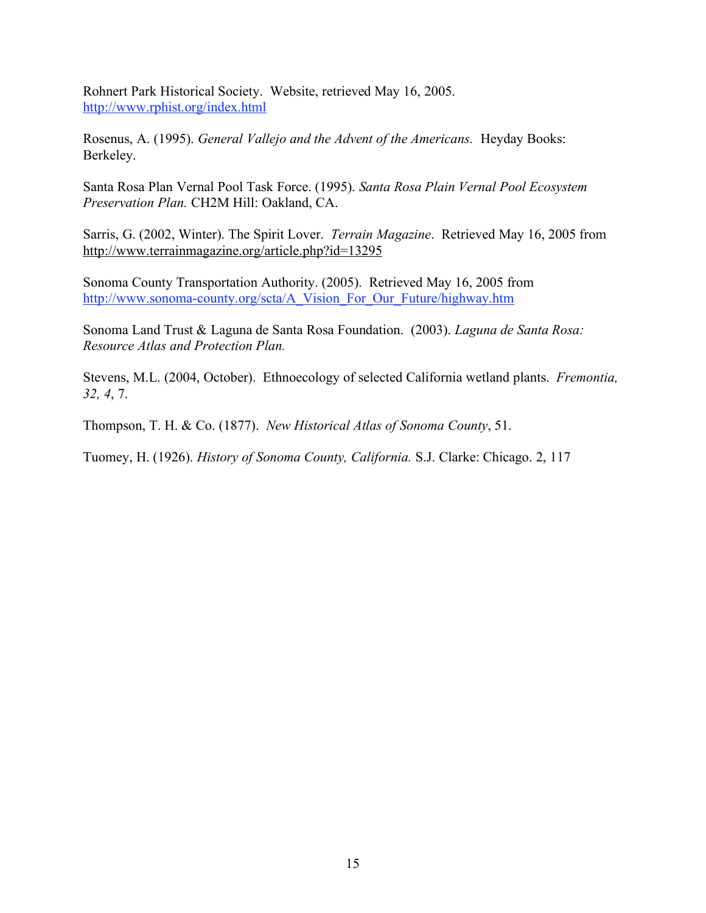Rohnert Park Historical Society. Website, retrieved May 16, 2005. http://www.rphist.org/index.html

Rosenus, A. (1995). *General Vallejo and the Advent of the Americans.* Heyday Books: Berkeley.

Santa Rosa Plan Vernal Pool Task Force. (1995). *Santa Rosa Plain Vernal Pool Ecosystem Preservation Plan.* CH2M Hill: Oakland, CA.

Sarris, G. (2002, Winter). The Spirit Lover. *Terrain Magazine*. Retrieved May 16, 2005 from http://www.terrainmagazine.org/article.php?id=13295

Sonoma County Transportation Authority. (2005). Retrieved May 16, 2005 from http://www.sonoma-county.org/scta/A_Vision_For_Our_Future/highway.htm

Sonoma Land Trust & Laguna de Santa Rosa Foundation. (2003). *Laguna de Santa Rosa: Resource Atlas and Protection Plan.*

Stevens, M.L. (2004, October). Ethnoecology of selected California wetland plants. *Fremontia, 32, 4*, 7.

Thompson, T. H. & Co. (1877). *New Historical Atlas of Sonoma County*, 51.

Tuomey, H. (1926). *History of Sonoma County, California.* S.J. Clarke: Chicago. 2, 117